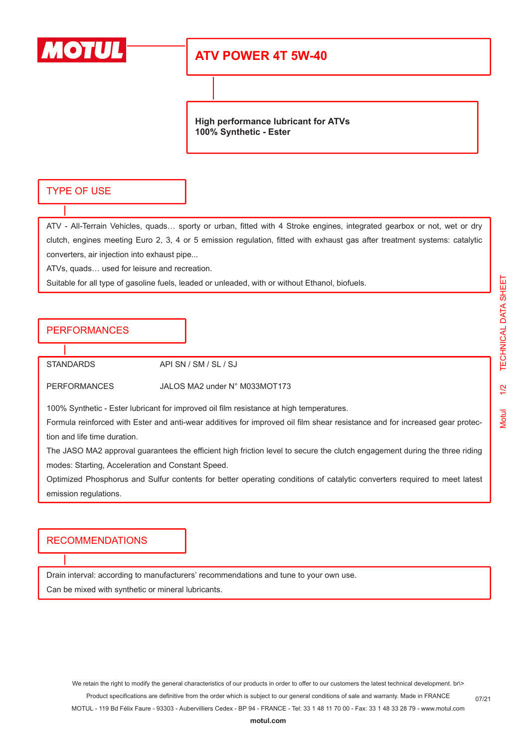# ATV POWER 4T 5W-40

**High performance lubricant for ATVs**
**100% Synthetic - Ester**

## TYPE OF USE

ATV - All-Terrain Vehicles, quads… sporty or urban, fitted with 4 Stroke engines, integrated gearbox or not, wet or dry clutch, engines meeting Euro 2, 3, 4 or 5 emission regulation, fitted with exhaust gas after treatment systems: catalytic converters, air injection into exhaust pipe...

ATVs, quads… used for leisure and recreation.

Suitable for all type of gasoline fuels, leaded or unleaded, with or without Ethanol, biofuels.

## PERFORMANCES

| | |
|---|---|
| STANDARDS | API SN / SM / SL / SJ |
| PERFORMANCES | JALOS MA2 under N° M033MOT173 |

100% Synthetic - Ester lubricant for improved oil film resistance at high temperatures.

Formula reinforced with Ester and anti-wear additives for improved oil film shear resistance and for increased gear protection and life time duration.

The JASO MA2 approval guarantees the efficient high friction level to secure the clutch engagement during the three riding modes: Starting, Acceleration and Constant Speed.

Optimized Phosphorus and Sulfur contents for better operating conditions of catalytic converters required to meet latest emission regulations.

## RECOMMENDATIONS

Drain interval: according to manufacturers' recommendations and tune to your own use.

Can be mixed with synthetic or mineral lubricants.

We retain the right to modify the general characteristics of our products in order to offer to our customers the latest technical development. br\>
Product specifications are definitive from the order which is subject to our general conditions of sale and warranty. Made in FRANCE
MOTUL - 119 Bd Félix Faure - 93303 - Aubervilliers Cedex - BP 94 - FRANCE - Tel: 33 1 48 11 70 00 - Fax: 33 1 48 33 28 79 - www.motul.com
**motul.com**

07/21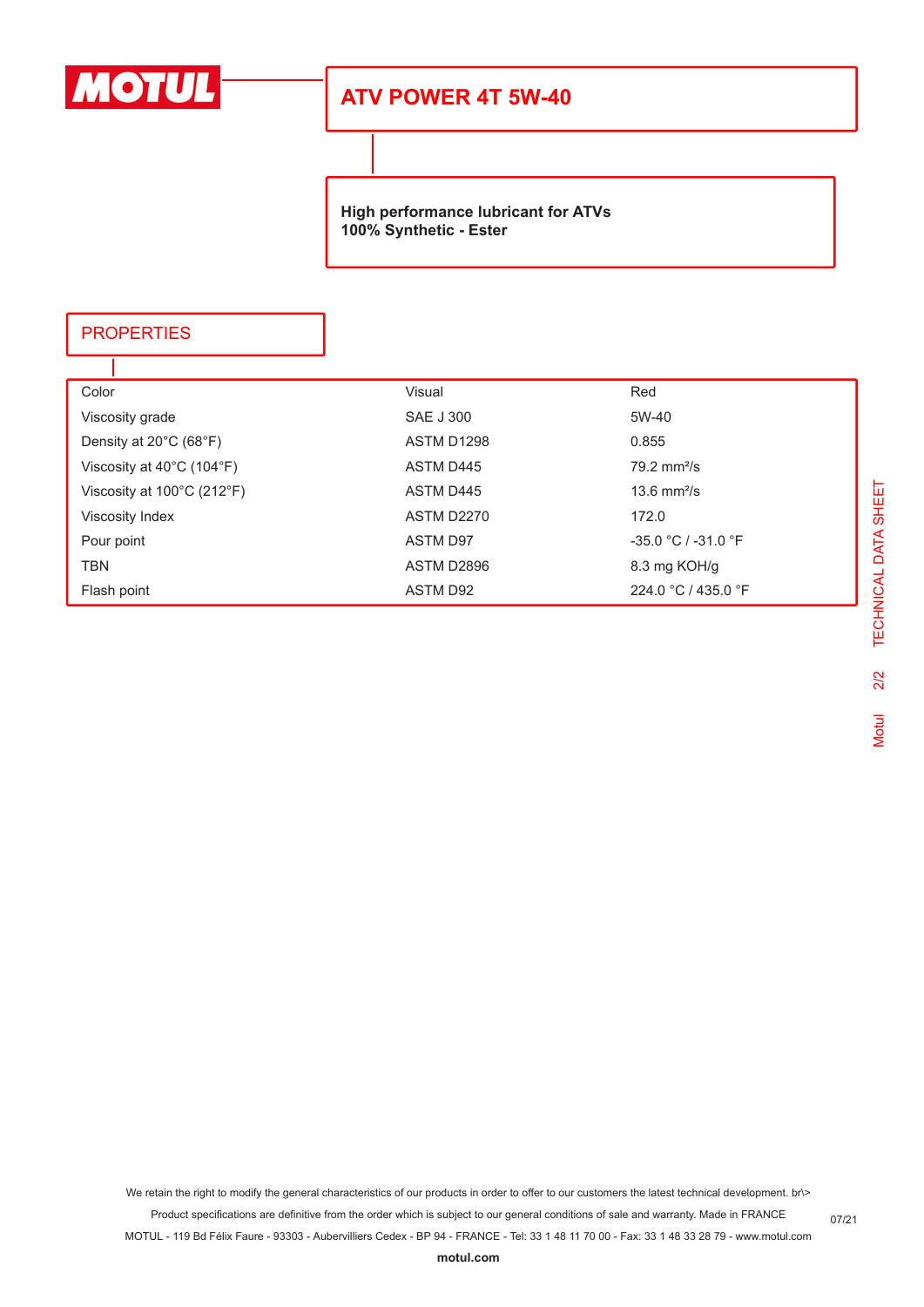# ATV POWER 4T 5W-40

**High performance lubricant for ATVs**
**100% Synthetic - Ester**

## PROPERTIES

| | | |
|---|---|---|
| Color | Visual | Red |
| Viscosity grade | SAE J 300 | 5W-40 |
| Density at 20°C (68°F) | ASTM D1298 | 0.855 |
| Viscosity at 40°C (104°F) | ASTM D445 | 79.2 mm²/s |
| Viscosity at 100°C (212°F) | ASTM D445 | 13.6 mm²/s |
| Viscosity Index | ASTM D2270 | 172.0 |
| Pour point | ASTM D97 | -35.0 °C / -31.0 °F |
| TBN | ASTM D2896 | 8.3 mg KOH/g |
| Flash point | ASTM D92 | 224.0 °C / 435.0 °F |

We retain the right to modify the general characteristics of our products in order to offer to our customers the latest technical development. br\>
Product specifications are definitive from the order which is subject to our general conditions of sale and warranty. Made in FRANCE

MOTUL - 119 Bd Félix Faure - 93303 - Aubervilliers Cedex - BP 94 - FRANCE - Tel: 33 1 48 11 70 00 - Fax: 33 1 48 33 28 79 - www.motul.com

07/21

**motul.com**